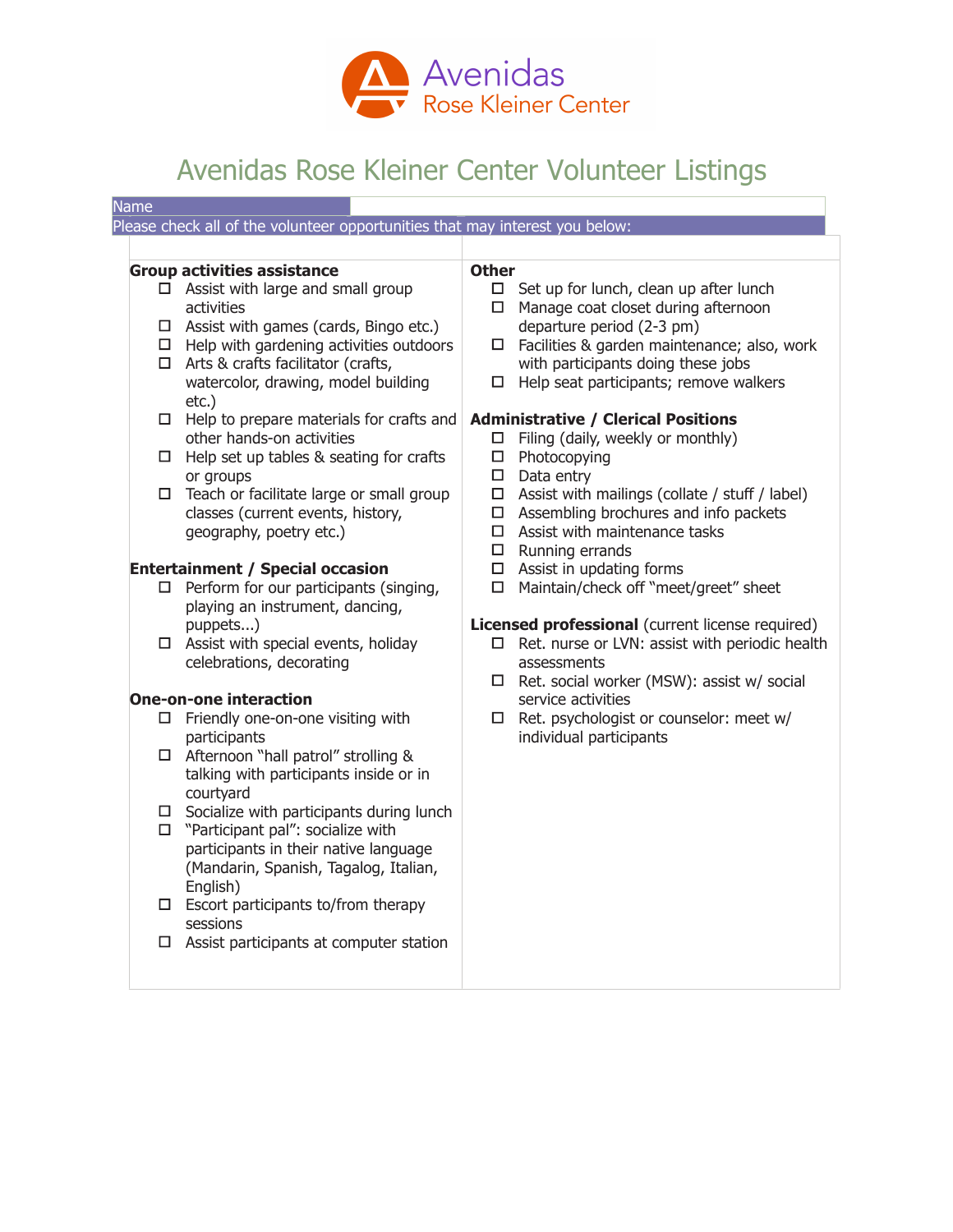Avenidas
Rose Kleiner Center

# Avenidas Rose Kleiner Center Volunteer Listings

| Name | |
|---|---|
| Please check all of the volunteer opportunities that may interest you below: | |

**Group activities assistance**

- ☐ Assist with large and small group activities
- ☐ Assist with games (cards, Bingo etc.)
- ☐ Help with gardening activities outdoors
- ☐ Arts & crafts facilitator (crafts, watercolor, drawing, model building etc.)
- ☐ Help to prepare materials for crafts and other hands-on activities
- ☐ Help set up tables & seating for crafts or groups
- ☐ Teach or facilitate large or small group classes (current events, history, geography, poetry etc.)

**Entertainment / Special occasion**

- ☐ Perform for our participants (singing, playing an instrument, dancing, puppets...)
- ☐ Assist with special events, holiday celebrations, decorating

**One-on-one interaction**

- ☐ Friendly one-on-one visiting with participants
- ☐ Afternoon "hall patrol" strolling & talking with participants inside or in courtyard
- ☐ Socialize with participants during lunch
- ☐ "Participant pal": socialize with participants in their native language (Mandarin, Spanish, Tagalog, Italian, English)
- ☐ Escort participants to/from therapy sessions
- ☐ Assist participants at computer station

**Other**

- ☐ Set up for lunch, clean up after lunch
- ☐ Manage coat closet during afternoon departure period (2-3 pm)
- ☐ Facilities & garden maintenance; also, work with participants doing these jobs
- ☐ Help seat participants; remove walkers

**Administrative / Clerical Positions**

- ☐ Filing (daily, weekly or monthly)
- ☐ Photocopying
- ☐ Data entry
- ☐ Assist with mailings (collate / stuff / label)
- ☐ Assembling brochures and info packets
- ☐ Assist with maintenance tasks
- ☐ Running errands
- ☐ Assist in updating forms
- ☐ Maintain/check off "meet/greet" sheet

**Licensed professional** (current license required)

- ☐ Ret. nurse or LVN: assist with periodic health assessments
- ☐ Ret. social worker (MSW): assist w/ social service activities
- ☐ Ret. psychologist or counselor: meet w/ individual participants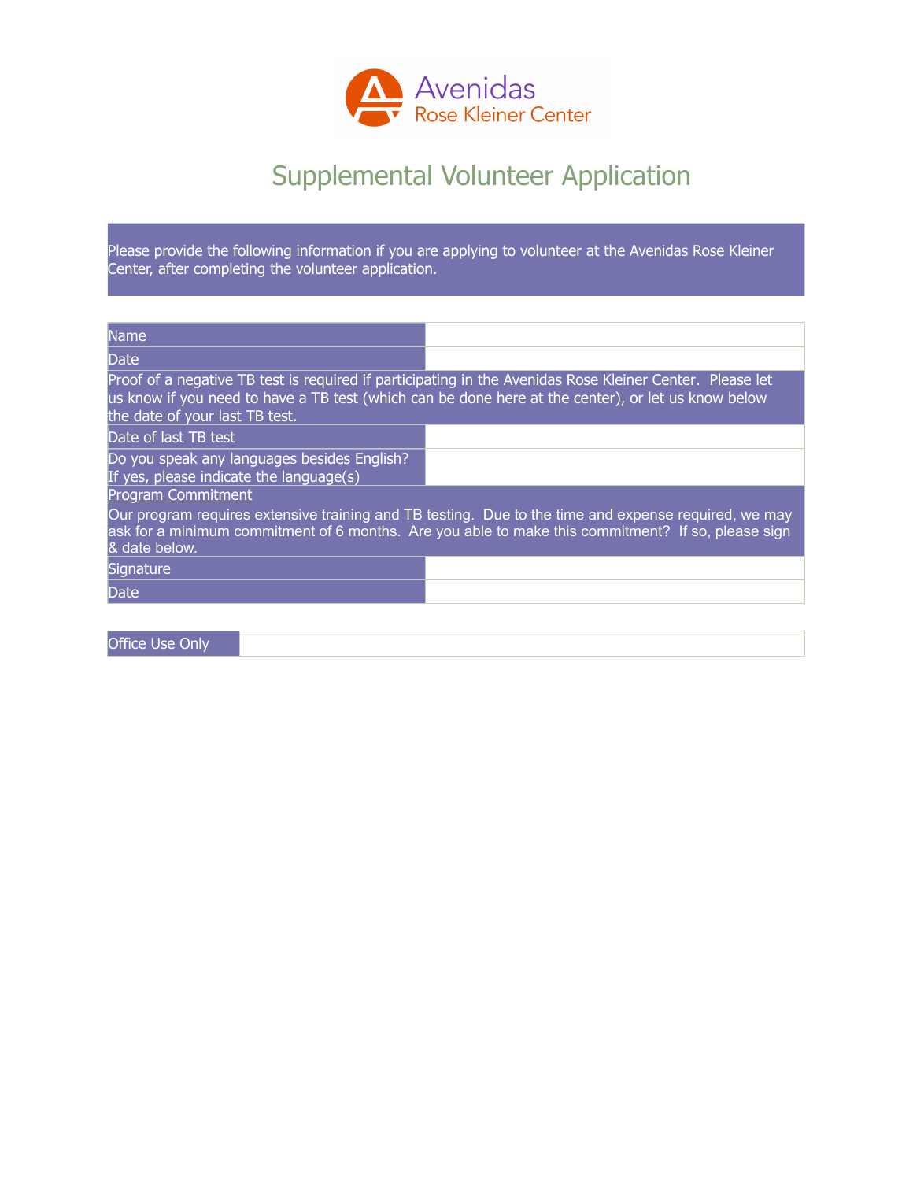Avenidas
Rose Kleiner Center

# Supplemental Volunteer Application

Please provide the following information if you are applying to volunteer at the Avenidas Rose Kleiner Center, after completing the volunteer application.

| | |
|---|---|
| Name | |
| Date | |
| Proof of a negative TB test is required if participating in the Avenidas Rose Kleiner Center. Please let us know if you need to have a TB test (which can be done here at the center), or let us know below the date of your last TB test. | |
| Date of last TB test | |
| Do you speak any languages besides English? If yes, please indicate the language(s) | |
| Program Commitment<br>Our program requires extensive training and TB testing. Due to the time and expense required, we may ask for a minimum commitment of 6 months. Are you able to make this commitment? If so, please sign & date below. | |
| Signature | |
| Date | |

| | |
|---|---|
| Office Use Only | |